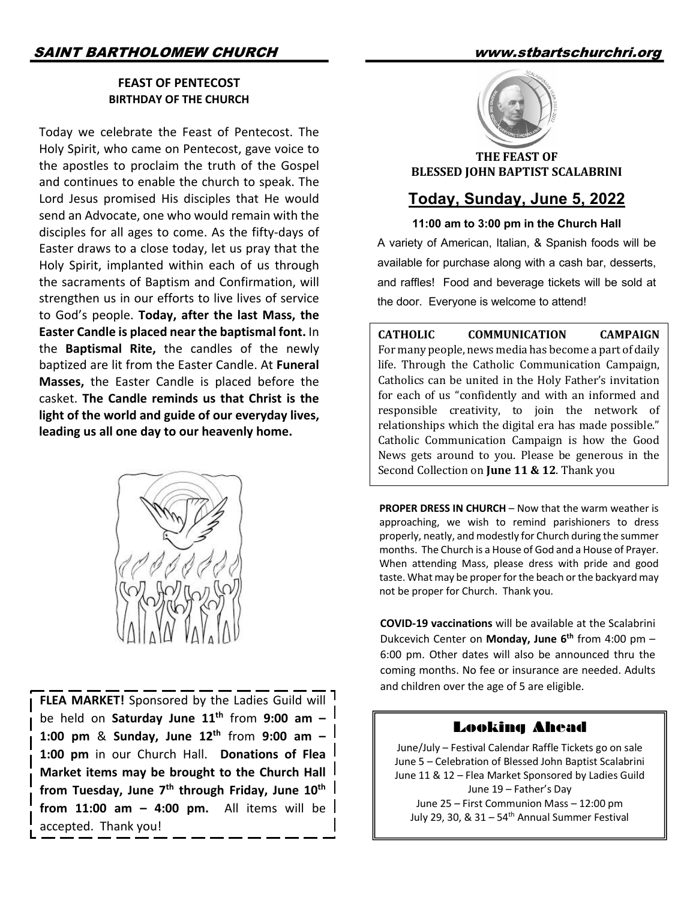## FEAST OF PENTECOST
### BIRTHDAY OF THE CHURCH

Today we celebrate the Feast of Pentecost. The Holy Spirit, who came on Pentecost, gave voice to the apostles to proclaim the truth of the Gospel and continues to enable the church to speak. The Lord Jesus promised His disciples that He would send an Advocate, one who would remain with the disciples for all ages to come. As the fifty-days of Easter draws to a close today, let us pray that the Holy Spirit, implanted within each of us through the sacraments of Baptism and Confirmation, will strengthen us in our efforts to live lives of service to God's people. **Today, after the last Mass, the Easter Candle is placed near the baptismal font.** In the **Baptismal Rite,** the candles of the newly baptized are lit from the Easter Candle. At **Funeral Masses,** the Easter Candle is placed before the casket. **The Candle reminds us that Christ is the light of the world and guide of our everyday lives, leading us all one day to our heavenly home.**

**FLEA MARKET!** Sponsored by the Ladies Guild will be held on **Saturday June 11th** from **9:00 am – 1:00 pm** & **Sunday, June 12th** from **9:00 am – 1:00 pm** in our Church Hall. **Donations of Flea Market items may be brought to the Church Hall from Tuesday, June 7th through Friday, June 10th from 11:00 am – 4:00 pm.** All items will be accepted. Thank you!

## THE FEAST OF BLESSED JOHN BAPTIST SCALABRINI

## Today, Sunday, June 5, 2022

**11:00 am to 3:00 pm in the Church Hall**

A variety of American, Italian, & Spanish foods will be available for purchase along with a cash bar, desserts, and raffles! Food and beverage tickets will be sold at the door. Everyone is welcome to attend!

**CATHOLIC COMMUNICATION CAMPAIGN**
For many people, news media has become a part of daily life. Through the Catholic Communication Campaign, Catholics can be united in the Holy Father's invitation for each of us "confidently and with an informed and responsible creativity, to join the network of relationships which the digital era has made possible." Catholic Communication Campaign is how the Good News gets around to you. Please be generous in the Second Collection on **June 11 & 12**. Thank you

**PROPER DRESS IN CHURCH** – Now that the warm weather is approaching, we wish to remind parishioners to dress properly, neatly, and modestly for Church during the summer months. The Church is a House of God and a House of Prayer. When attending Mass, please dress with pride and good taste. What may be proper for the beach or the backyard may not be proper for Church. Thank you.

**COVID-19 vaccinations** will be available at the Scalabrini Dukcevich Center on **Monday, June 6th** from 4:00 pm – 6:00 pm. Other dates will also be announced thru the coming months. No fee or insurance are needed. Adults and children over the age of 5 are eligible.

## Looking Ahead

June/July – Festival Calendar Raffle Tickets go on sale
June 5 – Celebration of Blessed John Baptist Scalabrini
June 11 & 12 – Flea Market Sponsored by Ladies Guild
June 19 – Father's Day
June 25 – First Communion Mass – 12:00 pm
July 29, 30, & 31 – 54th Annual Summer Festival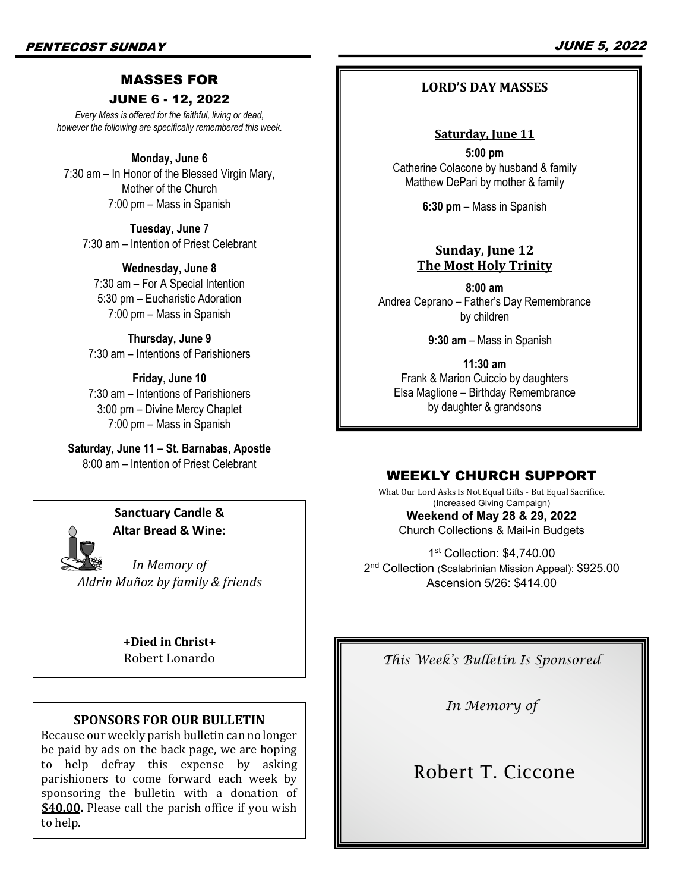## MASSES FOR JUNE 6 - 12, 2022

*Every Mass is offered for the faithful, living or dead, however the following are specifically remembered this week.*

**Monday, June 6**
7:30 am – In Honor of the Blessed Virgin Mary, Mother of the Church
7:00 pm – Mass in Spanish

**Tuesday, June 7**
7:30 am – Intention of Priest Celebrant

**Wednesday, June 8**
7:30 am – For A Special Intention
5:30 pm – Eucharistic Adoration
7:00 pm – Mass in Spanish

**Thursday, June 9**
7:30 am – Intentions of Parishioners

**Friday, June 10**
7:30 am – Intentions of Parishioners
3:00 pm – Divine Mercy Chaplet
7:00 pm – Mass in Spanish

**Saturday, June 11 – St. Barnabas, Apostle**
8:00 am – Intention of Priest Celebrant

**Sanctuary Candle & Altar Bread & Wine:**

*In Memory of Aldrin Muñoz by family & friends*

**+Died in Christ+**
Robert Lonardo

### SPONSORS FOR OUR BULLETIN

Because our weekly parish bulletin can no longer be paid by ads on the back page, we are hoping to help defray this expense by asking parishioners to come forward each week by sponsoring the bulletin with a donation of **$40.00.** Please call the parish office if you wish to help.

### LORD'S DAY MASSES

**Saturday, June 11**

**5:00 pm**
Catherine Colacone by husband & family
Matthew DePari by mother & family

**6:30 pm** – Mass in Spanish

**Sunday, June 12**
**The Most Holy Trinity**

**8:00 am**
Andrea Ceprano – Father's Day Remembrance by children

**9:30 am** – Mass in Spanish

**11:30 am**
Frank & Marion Cuiccio by daughters
Elsa Maglione – Birthday Remembrance by daughter & grandsons

## WEEKLY CHURCH SUPPORT

What Our Lord Asks Is Not Equal Gifts - But Equal Sacrifice.
(Increased Giving Campaign)

**Weekend of May 28 & 29, 2022**
Church Collections & Mail-in Budgets

1st Collection: $4,740.00
2nd Collection (Scalabrinian Mission Appeal): $925.00
Ascension 5/26: $414.00

*This Week's Bulletin Is Sponsored*

*In Memory of*

Robert T. Ciccone